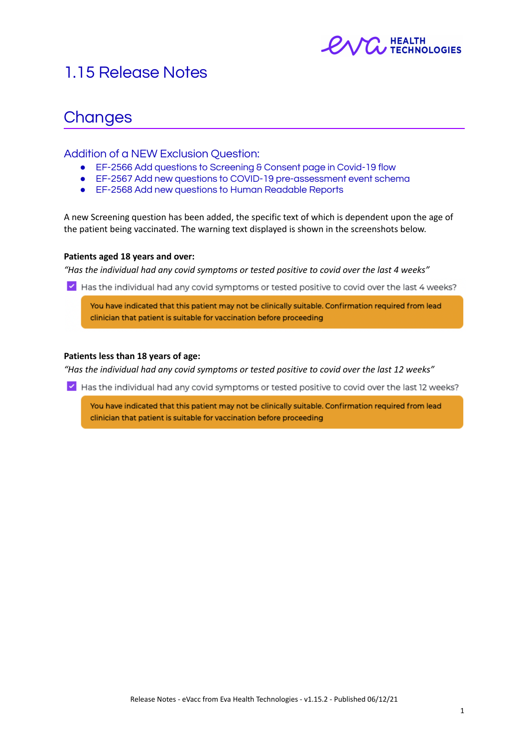# 1.15 Release Notes

## Changes

### Addition of a NEW Exclusion Question:

- EF-2566 Add questions to Screening & Consent page in Covid-19 flow
- EF-2567 Add new questions to COVID-19 pre-assessment event schema
- EF-2568 Add new questions to Human Readable Reports

A new Screening question has been added, the specific text of which is dependent upon the age of the patient being vaccinated. The warning text displayed is shown in the screenshots below.

**Patients aged 18 years and over:**

*"Has the individual had any covid symptoms or tested positive to covid over the last 4 weeks"*

- [x] Has the individual had any covid symptoms or tested positive to covid over the last 4 weeks?

You have indicated that this patient may not be clinically suitable. Confirmation required from lead clinician that patient is suitable for vaccination before proceeding

**Patients less than 18 years of age:**

*"Has the individual had any covid symptoms or tested positive to covid over the last 12 weeks"*

- [x] Has the individual had any covid symptoms or tested positive to covid over the last 12 weeks?

You have indicated that this patient may not be clinically suitable. Confirmation required from lead clinician that patient is suitable for vaccination before proceeding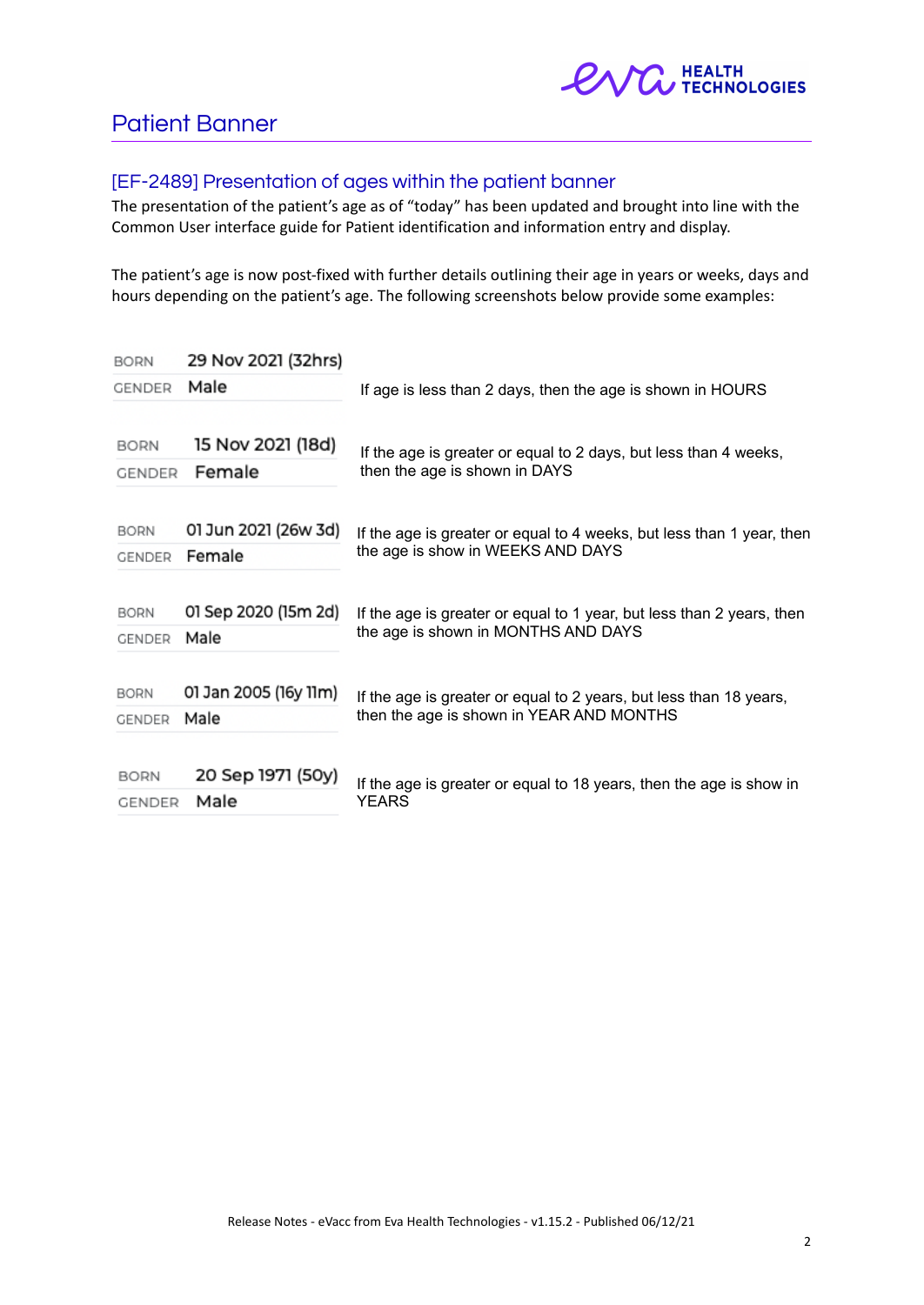## Patient Banner

### [EF-2489] Presentation of ages within the patient banner

The presentation of the patient's age as of "today" has been updated and brought into line with the Common User interface guide for Patient identification and information entry and display.

The patient's age is now post-fixed with further details outlining their age in years or weeks, days and hours depending on the patient's age. The following screenshots below provide some examples:

| Example | Rule |
|---|---|
| BORN 29 Nov 2021 (32hrs)<br>GENDER Male | If age is less than 2 days, then the age is shown in HOURS |
| BORN 15 Nov 2021 (18d)<br>GENDER Female | If the age is greater or equal to 2 days, but less than 4 weeks, then the age is shown in DAYS |
| BORN 01 Jun 2021 (26w 3d)<br>GENDER Female | If the age is greater or equal to 4 weeks, but less than 1 year, then the age is show in WEEKS AND DAYS |
| BORN 01 Sep 2020 (15m 2d)<br>GENDER Male | If the age is greater or equal to 1 year, but less than 2 years, then the age is shown in MONTHS AND DAYS |
| BORN 01 Jan 2005 (16y 11m)<br>GENDER Male | If the age is greater or equal to 2 years, but less than 18 years, then the age is shown in YEAR AND MONTHS |
| BORN 20 Sep 1971 (50y)<br>GENDER Male | If the age is greater or equal to 18 years, then the age is show in YEARS |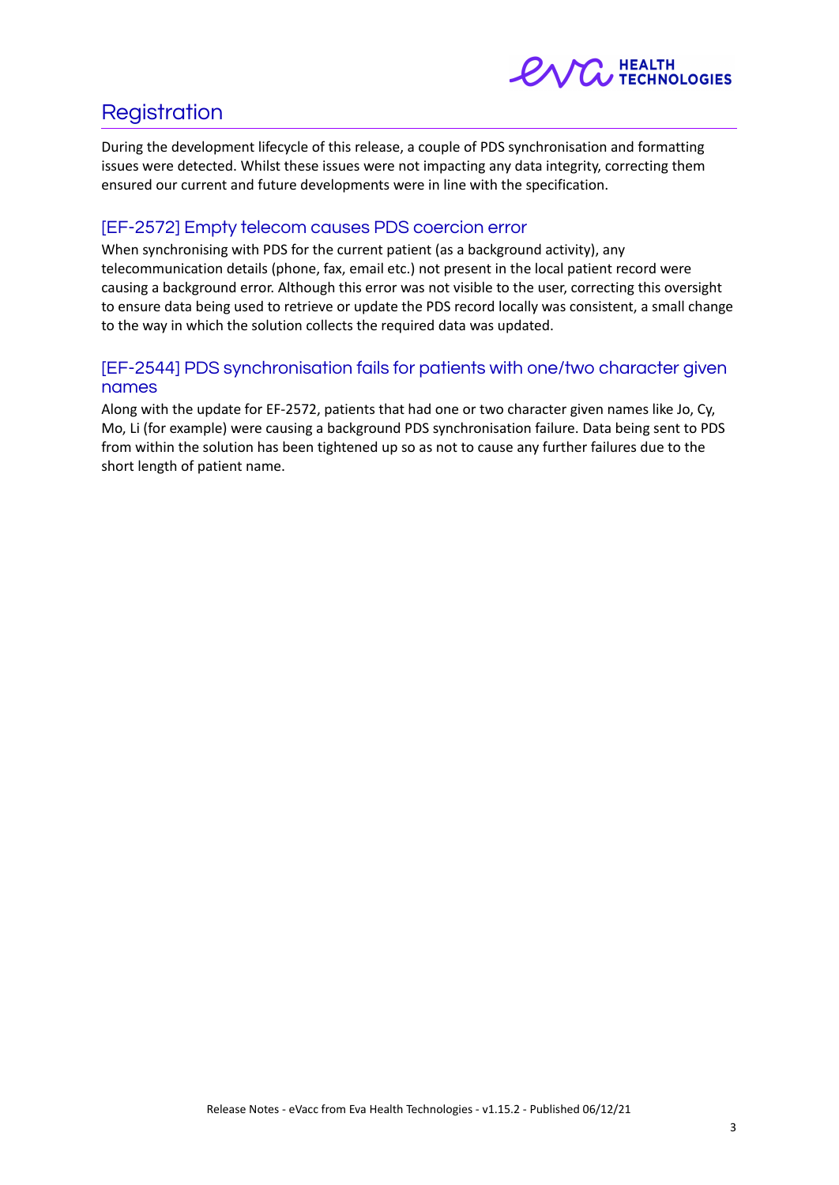# Registration

During the development lifecycle of this release, a couple of PDS synchronisation and formatting issues were detected. Whilst these issues were not impacting any data integrity, correcting them ensured our current and future developments were in line with the specification.

## [EF-2572] Empty telecom causes PDS coercion error

When synchronising with PDS for the current patient (as a background activity), any telecommunication details (phone, fax, email etc.) not present in the local patient record were causing a background error. Although this error was not visible to the user, correcting this oversight to ensure data being used to retrieve or update the PDS record locally was consistent, a small change to the way in which the solution collects the required data was updated.

## [EF-2544] PDS synchronisation fails for patients with one/two character given names

Along with the update for EF-2572, patients that had one or two character given names like Jo, Cy, Mo, Li (for example) were causing a background PDS synchronisation failure. Data being sent to PDS from within the solution has been tightened up so as not to cause any further failures due to the short length of patient name.